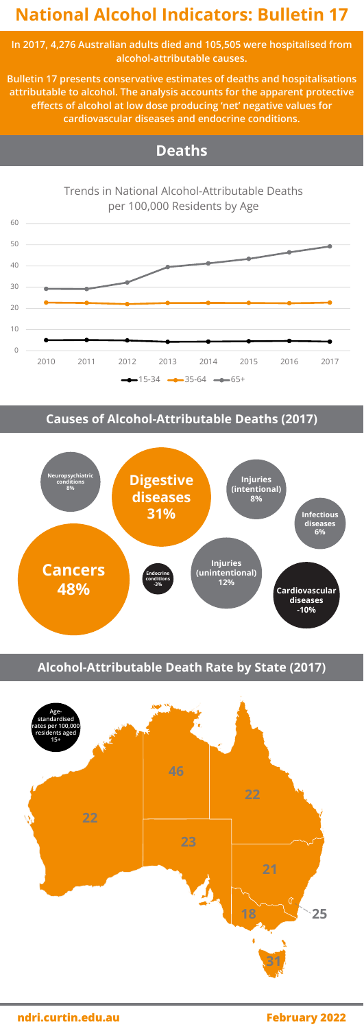# National Alcohol Indicators: Bulletin 17

**In 2017, 4,276 Australian adults died and 105,505 were hospitalised from alcohol-attributable causes.**

**Bulletin 17 presents conservative estimates of deaths and hospitalisations attributable to alcohol. The analysis accounts for the apparent protective effects of alcohol at low dose producing 'net' negative values for cardiovascular diseases and endocrine conditions.**

## Deaths

Trends in National Alcohol-Attributable Deaths per 100,000 Residents by Age

15-34, 35-64, 65+

### Causes of Alcohol-Attributable Deaths (2017)

- Cancers 48%
- Digestive diseases 31%
- Injuries (unintentional) 12%
- Neuropsychiatric conditions 8%
- Injuries (intentional) 8%
- Infectious diseases 6%
- Endocrine conditions -3%
- Cardiovascular diseases -10%

### Alcohol-Attributable Death Rate by State (2017)

Age-standardised rates per 100,000 residents aged 15+

| State/Territory | Rate |
|---|---|
| Western Australia | 22 |
| Northern Territory | 46 |
| South Australia | 23 |
| Queensland | 22 |
| New South Wales | 21 |
| Australian Capital Territory | 25 |
| Victoria | 18 |
| Tasmania | 31 |

ndri.curtin.edu.au

February 2022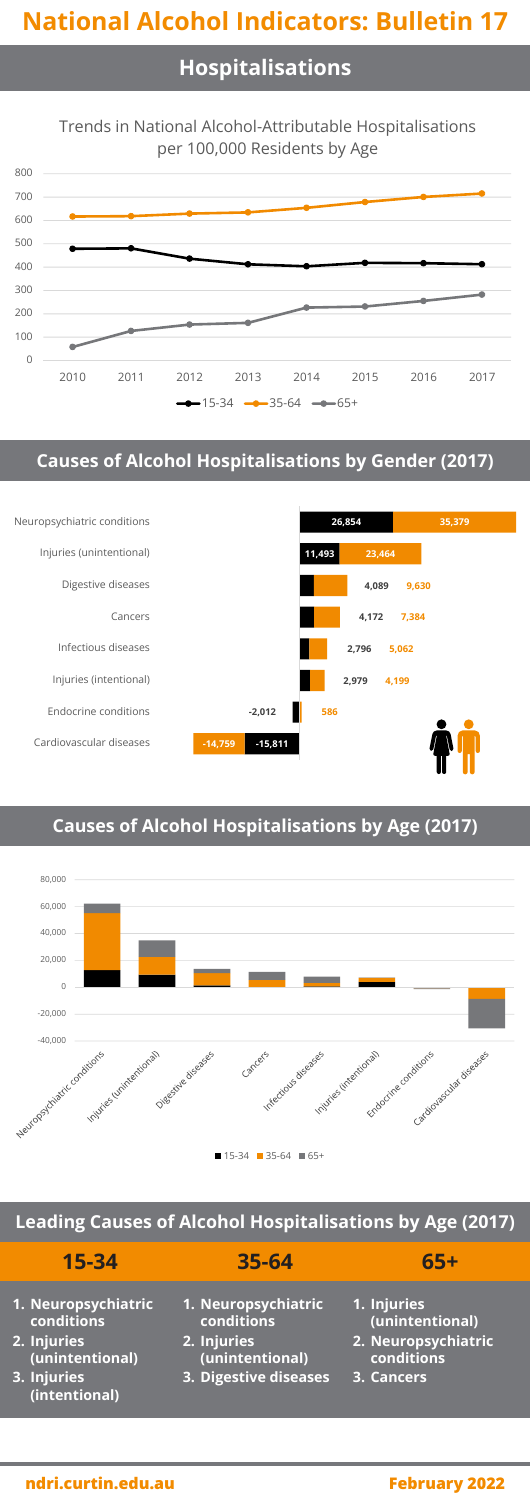# National Alcohol Indicators: Bulletin 17

## Hospitalisations

Trends in National Alcohol-Attributable Hospitalisations per 100,000 Residents by Age

15-34 | 35-64 | 65+

## Causes of Alcohol Hospitalisations by Gender (2017)

| Cause | Male | Female |
|---|---|---|
| Neuropsychiatric conditions | 26,854 | 35,379 |
| Injuries (unintentional) | 11,493 | 23,464 |
| Digestive diseases | 4,089 | 9,630 |
| Cancers | 4,172 | 7,384 |
| Infectious diseases | 2,796 | 5,062 |
| Injuries (intentional) | 2,979 | 4,199 |
| Endocrine conditions | -2,012 | 586 |
| Cardiovascular diseases | -14,759 | -15,811 |

## Causes of Alcohol Hospitalisations by Age (2017)

15-34 | 35-64 | 65+

## Leading Causes of Alcohol Hospitalisations by Age (2017)

| 15-34 | 35-64 | 65+ |
|---|---|---|
| 1. Neuropsychiatric conditions | 1. Neuropsychiatric conditions | 1. Injuries (unintentional) |
| 2. Injuries (unintentional) | 2. Injuries (unintentional) | 2. Neuropsychiatric conditions |
| 3. Injuries (intentional) | 3. Digestive diseases | 3. Cancers |

ndri.curtin.edu.au

February 2022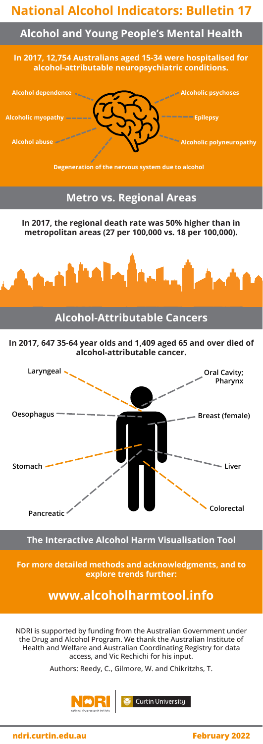# National Alcohol Indicators: Bulletin 17

## Alcohol and Young People's Mental Health

**In 2017, 12,754 Australians aged 15-34 were hospitalised for alcohol-attributable neuropsychiatric conditions.**

Alcohol dependence

Alcoholic psychoses

Alcoholic myopathy

Epilepsy

Alcohol abuse

Alcoholic polyneuropathy

Degeneration of the nervous system due to alcohol

## Metro vs. Regional Areas

**In 2017, the regional death rate was 50% higher than in metropolitan areas (27 per 100,000 vs. 18 per 100,000).**

## Alcohol-Attributable Cancers

**In 2017, 647 35-64 year olds and 1,409 aged 65 and over died of alcohol-attributable cancer.**

Laryngeal

Oral Cavity; Pharynx

Oesophagus

Breast (female)

Stomach

Liver

Pancreatic

Colorectal

### The Interactive Alcohol Harm Visualisation Tool

**For more detailed methods and acknowledgments, and to explore trends further:**

## www.alcoholharmtool.info

NDRI is supported by funding from the Australian Government under the Drug and Alcohol Program. We thank the Australian Institute of Health and Welfare and Australian Coordinating Registry for data access, and Vic Rechichi for his input.

Authors: Reedy, C., Gilmore, W. and Chikritzhs, T.

NDRI national drug research institute | Curtin University

**ndri.curtin.edu.au** **February 2022**